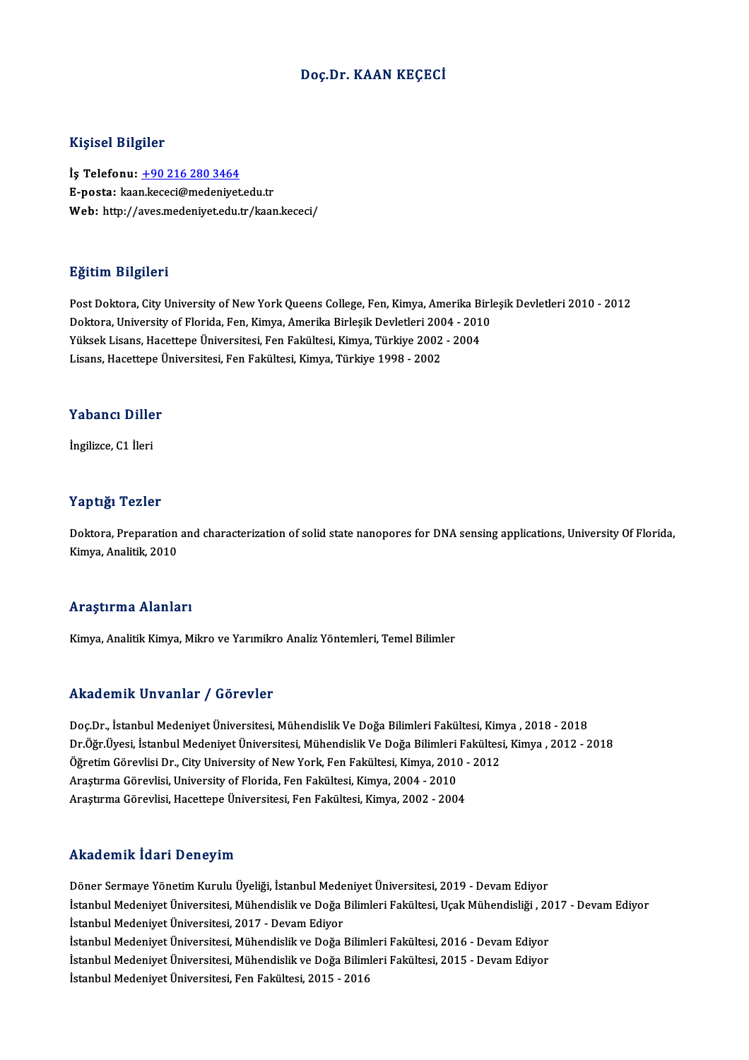# Doç.Dr. KAAN KEÇECİ

## Kişisel Bilgiler

**İş Telefonu:** +90 216 280 3464
**E-posta:** kaan.kececi@medeniyet.edu.tr
**Web:** http://aves.medeniyet.edu.tr/kaan.kececi/

## Eğitim Bilgileri

Post Doktora, City University of New York Queens College, Fen, Kimya, Amerika Birleşik Devletleri 2010 - 2012
Doktora, University of Florida, Fen, Kimya, Amerika Birleşik Devletleri 2004 - 2010
Yüksek Lisans, Hacettepe Üniversitesi, Fen Fakültesi, Kimya, Türkiye 2002 - 2004
Lisans, Hacettepe Üniversitesi, Fen Fakültesi, Kimya, Türkiye 1998 - 2002

## Yabancı Diller

İngilizce, C1 İleri

## Yaptığı Tezler

Doktora, Preparation and characterization of solid state nanopores for DNA sensing applications, University Of Florida, Kimya, Analitik, 2010

## Araştırma Alanları

Kimya, Analitik Kimya, Mikro ve Yarımikro Analiz Yöntemleri, Temel Bilimler

## Akademik Unvanlar / Görevler

Doç.Dr., İstanbul Medeniyet Üniversitesi, Mühendislik Ve Doğa Bilimleri Fakültesi, Kimya , 2018 - 2018
Dr.Öğr.Üyesi, İstanbul Medeniyet Üniversitesi, Mühendislik Ve Doğa Bilimleri Fakültesi, Kimya , 2012 - 2018
Öğretim Görevlisi Dr., City University of New York, Fen Fakültesi, Kimya, 2010 - 2012
Araştırma Görevlisi, University of Florida, Fen Fakültesi, Kimya, 2004 - 2010
Araştırma Görevlisi, Hacettepe Üniversitesi, Fen Fakültesi, Kimya, 2002 - 2004

## Akademik İdari Deneyim

Döner Sermaye Yönetim Kurulu Üyeliği, İstanbul Medeniyet Üniversitesi, 2019 - Devam Ediyor
İstanbul Medeniyet Üniversitesi, Mühendislik ve Doğa Bilimleri Fakültesi, Uçak Mühendisliği , 2017 - Devam Ediyor
İstanbul Medeniyet Üniversitesi, 2017 - Devam Ediyor
İstanbul Medeniyet Üniversitesi, Mühendislik ve Doğa Bilimleri Fakültesi, 2016 - Devam Ediyor
İstanbul Medeniyet Üniversitesi, Mühendislik ve Doğa Bilimleri Fakültesi, 2015 - Devam Ediyor
İstanbul Medeniyet Üniversitesi, Fen Fakültesi, 2015 - 2016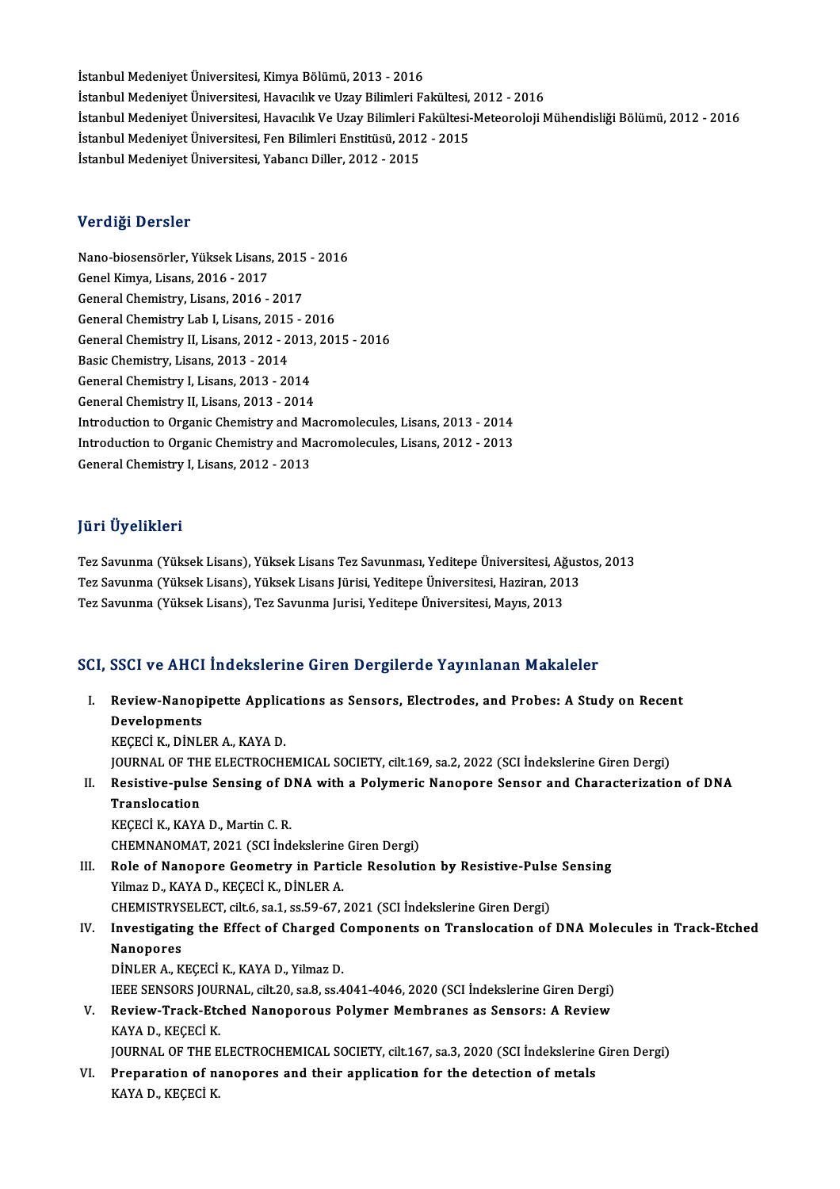İstanbul Medeniyet Üniversitesi, Kimya Bölümü, 2013 - 2016
İstanbul Medeniyet Üniversitesi, Havacılık ve Uzay Bilimleri Fakültesi, 2012 - 2016
İstanbul Medeniyet Üniversitesi, Havacılık Ve Uzay Bilimleri Fakültesi-Meteoroloji Mühendisliği Bölümü, 2012 - 2016
İstanbul Medeniyet Üniversitesi, Fen Bilimleri Enstitüsü, 2012 - 2015
İstanbul Medeniyet Üniversitesi, Yabancı Diller, 2012 - 2015

## Verdiği Dersler

Nano-biosensörler, Yüksek Lisans, 2015 - 2016
Genel Kimya, Lisans, 2016 - 2017
General Chemistry, Lisans, 2016 - 2017
General Chemistry Lab I, Lisans, 2015 - 2016
General Chemistry II, Lisans, 2012 - 2013, 2015 - 2016
Basic Chemistry, Lisans, 2013 - 2014
General Chemistry I, Lisans, 2013 - 2014
General Chemistry II, Lisans, 2013 - 2014
Introduction to Organic Chemistry and Macromolecules, Lisans, 2013 - 2014
Introduction to Organic Chemistry and Macromolecules, Lisans, 2012 - 2013
General Chemistry I, Lisans, 2012 - 2013

## Jüri Üyelikleri

Tez Savunma (Yüksek Lisans), Yüksek Lisans Tez Savunması, Yeditepe Üniversitesi, Ağustos, 2013
Tez Savunma (Yüksek Lisans), Yüksek Lisans Jürisi, Yeditepe Üniversitesi, Haziran, 2013
Tez Savunma (Yüksek Lisans), Tez Savunma Jurisi, Yeditepe Üniversitesi, Mayıs, 2013

## SCI, SSCI ve AHCI İndekslerine Giren Dergilerde Yayınlanan Makaleler

I. **Review-Nanopipette Applications as Sensors, Electrodes, and Probes: A Study on Recent Developments**
KEÇECİ K., DİNLER A., KAYA D.
JOURNAL OF THE ELECTROCHEMICAL SOCIETY, cilt.169, sa.2, 2022 (SCI İndekslerine Giren Dergi)

II. **Resistive-pulse Sensing of DNA with a Polymeric Nanopore Sensor and Characterization of DNA Translocation**
KEÇECİ K., KAYA D., Martin C. R.
CHEMNANOMAT, 2021 (SCI İndekslerine Giren Dergi)

III. **Role of Nanopore Geometry in Particle Resolution by Resistive-Pulse Sensing**
Yilmaz D., KAYA D., KEÇECİ K., DİNLER A.
CHEMISTRYSELECT, cilt.6, sa.1, ss.59-67, 2021 (SCI İndekslerine Giren Dergi)

IV. **Investigating the Effect of Charged Components on Translocation of DNA Molecules in Track-Etched Nanopores**
DİNLER A., KEÇECİ K., KAYA D., Yilmaz D.
IEEE SENSORS JOURNAL, cilt.20, sa.8, ss.4041-4046, 2020 (SCI İndekslerine Giren Dergi)

V. **Review-Track-Etched Nanoporous Polymer Membranes as Sensors: A Review**
KAYA D., KEÇECİ K.
JOURNAL OF THE ELECTROCHEMICAL SOCIETY, cilt.167, sa.3, 2020 (SCI İndekslerine Giren Dergi)

VI. **Preparation of nanopores and their application for the detection of metals**
KAYA D., KEÇECİ K.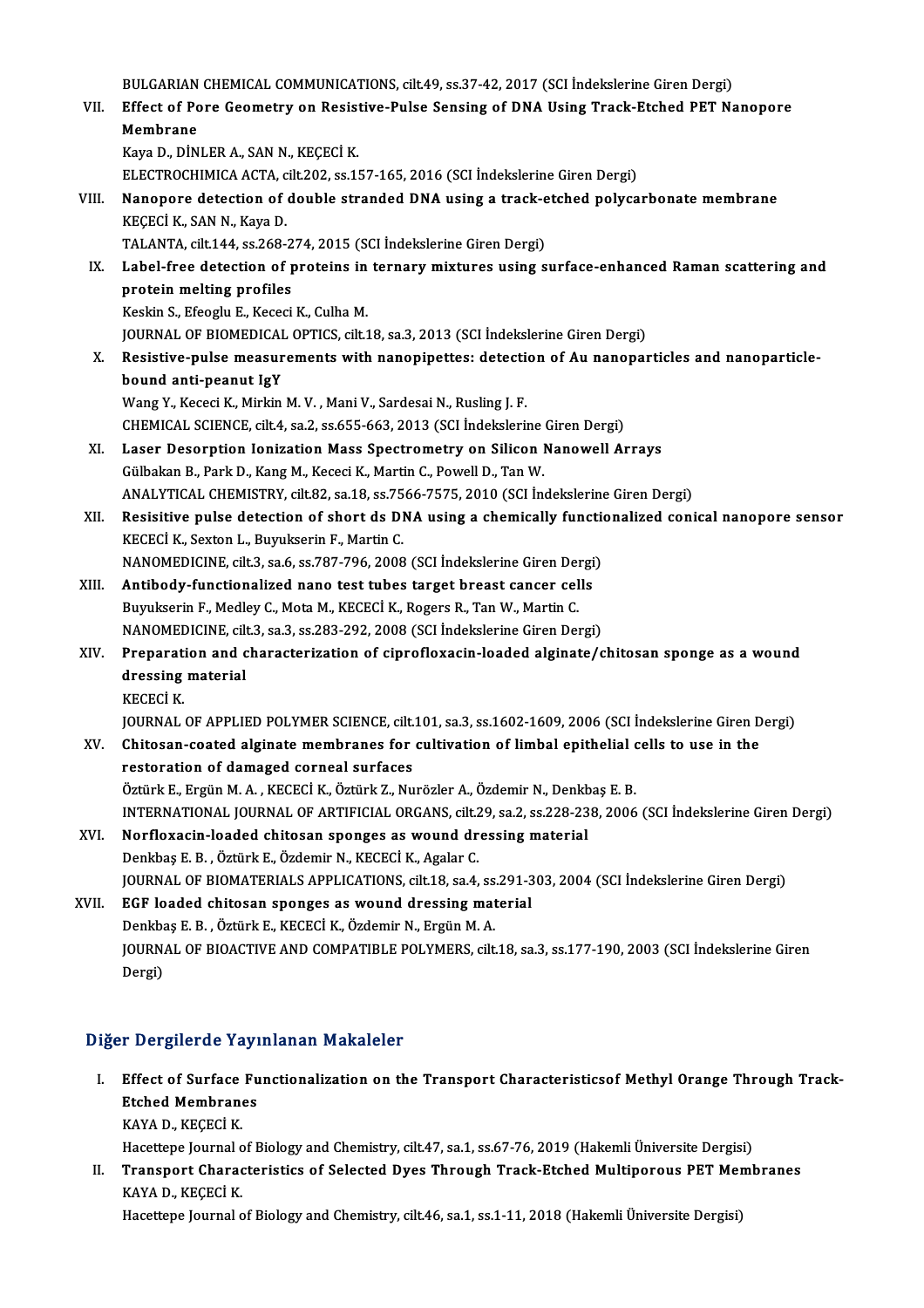BULGARIAN CHEMICAL COMMUNICATIONS, cilt.49, ss.37-42, 2017 (SCI İndekslerine Giren Dergi)

VII. **Effect of Pore Geometry on Resistive-Pulse Sensing of DNA Using Track-Etched PET Nanopore Membrane**
Kaya D., DİNLER A., SAN N., KEÇECİ K.
ELECTROCHIMICA ACTA, cilt.202, ss.157-165, 2016 (SCI İndekslerine Giren Dergi)

VIII. **Nanopore detection of double stranded DNA using a track-etched polycarbonate membrane**
KEÇECİ K., SAN N., Kaya D.
TALANTA, cilt.144, ss.268-274, 2015 (SCI İndekslerine Giren Dergi)

IX. **Label-free detection of proteins in ternary mixtures using surface-enhanced Raman scattering and protein melting profiles**
Keskin S., Efeoglu E., Kececi K., Culha M.
JOURNAL OF BIOMEDICAL OPTICS, cilt.18, sa.3, 2013 (SCI İndekslerine Giren Dergi)

X. **Resistive-pulse measurements with nanopipettes: detection of Au nanoparticles and nanoparticle-bound anti-peanut IgY**
Wang Y., Kececi K., Mirkin M. V. , Mani V., Sardesai N., Rusling J. F.
CHEMICAL SCIENCE, cilt.4, sa.2, ss.655-663, 2013 (SCI İndekslerine Giren Dergi)

XI. **Laser Desorption Ionization Mass Spectrometry on Silicon Nanowell Arrays**
Gülbakan B., Park D., Kang M., Kececi K., Martin C., Powell D., Tan W.
ANALYTICAL CHEMISTRY, cilt.82, sa.18, ss.7566-7575, 2010 (SCI İndekslerine Giren Dergi)

XII. **Resisitive pulse detection of short ds DNA using a chemically functionalized conical nanopore sensor**
KECECİ K., Sexton L., Buyukserin F., Martin C.
NANOMEDICINE, cilt.3, sa.6, ss.787-796, 2008 (SCI İndekslerine Giren Dergi)

XIII. **Antibody-functionalized nano test tubes target breast cancer cells**
Buyukserin F., Medley C., Mota M., KECECİ K., Rogers R., Tan W., Martin C.
NANOMEDICINE, cilt.3, sa.3, ss.283-292, 2008 (SCI İndekslerine Giren Dergi)

XIV. **Preparation and characterization of ciprofloxacin-loaded alginate/chitosan sponge as a wound dressing material**
KECECİ K.
JOURNAL OF APPLIED POLYMER SCIENCE, cilt.101, sa.3, ss.1602-1609, 2006 (SCI İndekslerine Giren Dergi)

XV. **Chitosan-coated alginate membranes for cultivation of limbal epithelial cells to use in the restoration of damaged corneal surfaces**
Öztürk E., Ergün M. A. , KECECİ K., Öztürk Z., Nurözler A., Özdemir N., Denkbaş E. B.
INTERNATIONAL JOURNAL OF ARTIFICIAL ORGANS, cilt.29, sa.2, ss.228-238, 2006 (SCI İndekslerine Giren Dergi)

XVI. **Norfloxacin-loaded chitosan sponges as wound dressing material**
Denkbaş E. B. , Öztürk E., Özdemir N., KECECİ K., Agalar C.
JOURNAL OF BIOMATERIALS APPLICATIONS, cilt.18, sa.4, ss.291-303, 2004 (SCI İndekslerine Giren Dergi)

XVII. **EGF loaded chitosan sponges as wound dressing material**
Denkbaş E. B. , Öztürk E., KECECİ K., Özdemir N., Ergün M. A.
JOURNAL OF BIOACTIVE AND COMPATIBLE POLYMERS, cilt.18, sa.3, ss.177-190, 2003 (SCI İndekslerine Giren Dergi)

## Diğer Dergilerde Yayınlanan Makaleler

I. **Effect of Surface Functionalization on the Transport Characteristicsof Methyl Orange Through Track-Etched Membranes**
KAYA D., KEÇECİ K.
Hacettepe Journal of Biology and Chemistry, cilt.47, sa.1, ss.67-76, 2019 (Hakemli Üniversite Dergisi)

II. **Transport Characteristics of Selected Dyes Through Track-Etched Multiporous PET Membranes**
KAYA D., KEÇECİ K.
Hacettepe Journal of Biology and Chemistry, cilt.46, sa.1, ss.1-11, 2018 (Hakemli Üniversite Dergisi)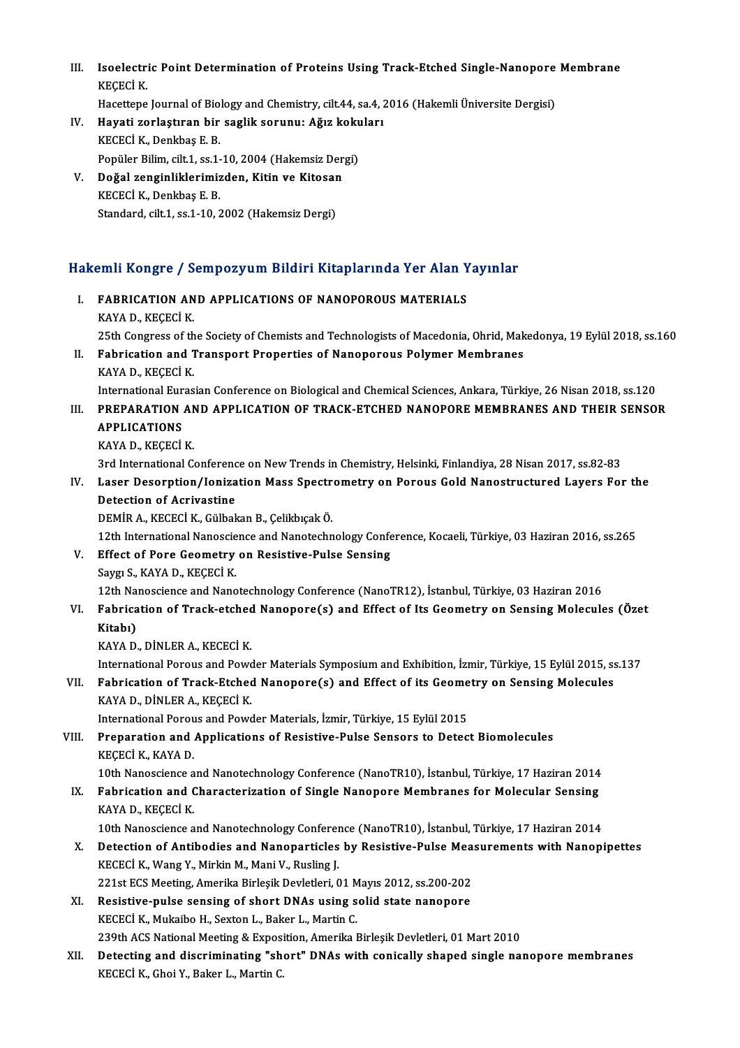III. **Isoelectric Point Determination of Proteins Using Track-Etched Single-Nanopore Membrane**
KEÇECİ K.
Hacettepe Journal of Biology and Chemistry, cilt.44, sa.4, 2016 (Hakemli Üniversite Dergisi)

IV. **Hayati zorlaştıran bir saglik sorunu: Ağız kokuları**
KECECİ K., Denkbaş E. B.
Popüler Bilim, cilt.1, ss.1-10, 2004 (Hakemsiz Dergi)

V. **Doğal zenginliklerimizden, Kitin ve Kitosan**
KECECİ K., Denkbaş E. B.
Standard, cilt.1, ss.1-10, 2002 (Hakemsiz Dergi)

## Hakemli Kongre / Sempozyum Bildiri Kitaplarında Yer Alan Yayınlar

I. **FABRICATION AND APPLICATIONS OF NANOPOROUS MATERIALS**
KAYA D., KEÇECİ K.
25th Congress of the Society of Chemists and Technologists of Macedonia, Ohrid, Makedonya, 19 Eylül 2018, ss.160

II. **Fabrication and Transport Properties of Nanoporous Polymer Membranes**
KAYA D., KEÇECİ K.
International Eurasian Conference on Biological and Chemical Sciences, Ankara, Türkiye, 26 Nisan 2018, ss.120

III. **PREPARATION AND APPLICATION OF TRACK-ETCHED NANOPORE MEMBRANES AND THEIR SENSOR APPLICATIONS**
KAYA D., KEÇECİ K.
3rd International Conference on New Trends in Chemistry, Helsinki, Finlandiya, 28 Nisan 2017, ss.82-83

IV. **Laser Desorption/Ionization Mass Spectrometry on Porous Gold Nanostructured Layers For the Detection of Acrivastine**
DEMİR A., KECECİ K., Gülbakan B., Çelikbıçak Ö.
12th International Nanoscience and Nanotechnology Conference, Kocaeli, Türkiye, 03 Haziran 2016, ss.265

V. **Effect of Pore Geometry on Resistive-Pulse Sensing**
Saygı S., KAYA D., KEÇECİ K.
12th Nanoscience and Nanotechnology Conference (NanoTR12), İstanbul, Türkiye, 03 Haziran 2016

VI. **Fabrication of Track-etched Nanopore(s) and Effect of Its Geometry on Sensing Molecules (Özet Kitabı)**
KAYA D., DİNLER A., KECECİ K.
International Porous and Powder Materials Symposium and Exhibition, İzmir, Türkiye, 15 Eylül 2015, ss.137

VII. **Fabrication of Track-Etched Nanopore(s) and Effect of its Geometry on Sensing Molecules**
KAYA D., DİNLER A., KEÇECİ K.
International Porous and Powder Materials, İzmir, Türkiye, 15 Eylül 2015

VIII. **Preparation and Applications of Resistive-Pulse Sensors to Detect Biomolecules**
KEÇECİ K., KAYA D.
10th Nanoscience and Nanotechnology Conference (NanoTR10), İstanbul, Türkiye, 17 Haziran 2014

IX. **Fabrication and Characterization of Single Nanopore Membranes for Molecular Sensing**
KAYA D., KEÇECİ K.
10th Nanoscience and Nanotechnology Conference (NanoTR10), İstanbul, Türkiye, 17 Haziran 2014

X. **Detection of Antibodies and Nanoparticles by Resistive-Pulse Measurements with Nanopipettes**
KECECİ K., Wang Y., Mirkin M., Mani V., Rusling J.
221st ECS Meeting, Amerika Birleşik Devletleri, 01 Mayıs 2012, ss.200-202

XI. **Resistive-pulse sensing of short DNAs using solid state nanopore**
KECECİ K., Mukaibo H., Sexton L., Baker L., Martin C.
239th ACS National Meeting & Exposition, Amerika Birleşik Devletleri, 01 Mart 2010

XII. **Detecting and discriminating "short" DNAs with conically shaped single nanopore membranes**
KECECİ K., Ghoi Y., Baker L., Martin C.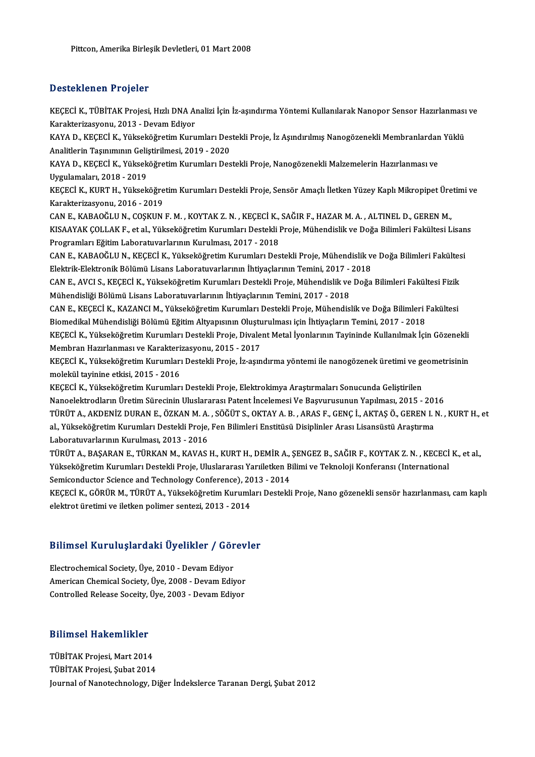Pittcon, Amerika Birleşik Devletleri, 01 Mart 2008

## Desteklenen Projeler

KEÇECİ K., TÜBİTAK Projesi, Hızlı DNA Analizi İçin İz-aşındırma Yöntemi Kullanılarak Nanopor Sensor Hazırlanması ve Karakterizasyonu, 2013 - Devam Ediyor

KAYA D., KEÇECİ K., Yükseköğretim Kurumları Destekli Proje, İz Aşındırılmış Nanogözenekli Membranlardan Yüklü Analitlerin Taşınımının Geliştirilmesi, 2019 - 2020

KAYA D., KEÇECİ K., Yükseköğretim Kurumları Destekli Proje, Nanogözenekli Malzemelerin Hazırlanması ve Uygulamaları, 2018 - 2019

KEÇECİ K., KURT H., Yükseköğretim Kurumları Destekli Proje, Sensör Amaçlı İletken Yüzey Kaplı Mikropipet Üretimi ve Karakterizasyonu, 2016 - 2019

CAN E., KABAOĞLU N., COŞKUN F. M. , KOYTAK Z. N. , KEÇECİ K., SAĞIR F., HAZAR M. A. , ALTINEL D., GEREN M., KISAAYAK ÇOLLAK F., et al., Yükseköğretim Kurumları Destekli Proje, Mühendislik ve Doğa Bilimleri Fakültesi Lisans Programları Eğitim Laboratuvarlarının Kurulması, 2017 - 2018

CAN E., KABAOĞLU N., KEÇECİ K., Yükseköğretim Kurumları Destekli Proje, Mühendislik ve Doğa Bilimleri Fakültesi Elektrik-Elektronik Bölümü Lisans Laboratuvarlarının İhtiyaçlarının Temini, 2017 - 2018

CAN E., AVCI S., KEÇECİ K., Yükseköğretim Kurumları Destekli Proje, Mühendislik ve Doğa Bilimleri Fakültesi Fizik Mühendisliği Bölümü Lisans Laboratuvarlarının İhtiyaçlarının Temini, 2017 - 2018

CAN E., KEÇECİ K., KAZANCI M., Yükseköğretim Kurumları Destekli Proje, Mühendislik ve Doğa Bilimleri Fakültesi Biomedikal Mühendisliği Bölümü Eğitim Altyapısının Oluşturulması için İhtiyaçların Temini, 2017 - 2018

KEÇECİ K., Yükseköğretim Kurumları Destekli Proje, Divalent Metal İyonlarının Tayininde Kullanılmak İçin Gözenekli Membran Hazırlanması ve Karakterizasyonu, 2015 - 2017

KEÇECİ K., Yükseköğretim Kurumları Destekli Proje, İz-aşındırma yöntemi ile nanogözenek üretimi ve geometrisinin molekül tayinine etkisi, 2015 - 2016

KEÇECİ K., Yükseköğretim Kurumları Destekli Proje, Elektrokimya Araştırmaları Sonucunda Geliştirilen Nanoelektrodların Üretim Sürecinin Uluslararası Patent İncelemesi Ve Başvurusunun Yapılması, 2015 - 2016

TÜRÜT A., AKDENİZ DURAN E., ÖZKAN M. A. , SÖĞÜT S., OKTAY A. B. , ARAS F., GENÇ İ., AKTAŞ Ö., GEREN I. N. , KURT H., et al., Yükseköğretim Kurumları Destekli Proje, Fen Bilimleri Enstitüsü Disiplinler Arası Lisansüstü Araştırma Laboratuvarlarının Kurulması, 2013 - 2016

TÜRÜT A., BAŞARAN E., TÜRKAN M., KAVAS H., KURT H., DEMİR A., ŞENGEZ B., SAĞIR F., KOYTAK Z. N. , KECECİ K., et al., Yükseköğretim Kurumları Destekli Proje, Uluslararası Yarıiletken Bilimi ve Teknoloji Konferansı (International Semiconductor Science and Technology Conference), 2013 - 2014

KEÇECİ K., GÖRÜR M., TÜRÜT A., Yükseköğretim Kurumları Destekli Proje, Nano gözenekli sensör hazırlanması, cam kaplı elektrot üretimi ve iletken polimer sentezi, 2013 - 2014

## Bilimsel Kuruluşlardaki Üyelikler / Görevler

Electrochemical Society, Üye, 2010 - Devam Ediyor
American Chemical Society, Üye, 2008 - Devam Ediyor
Controlled Release Soceity, Üye, 2003 - Devam Ediyor

## Bilimsel Hakemlikler

TÜBİTAK Projesi, Mart 2014
TÜBİTAK Projesi, Şubat 2014
Journal of Nanotechnology, Diğer İndekslerce Taranan Dergi, Şubat 2012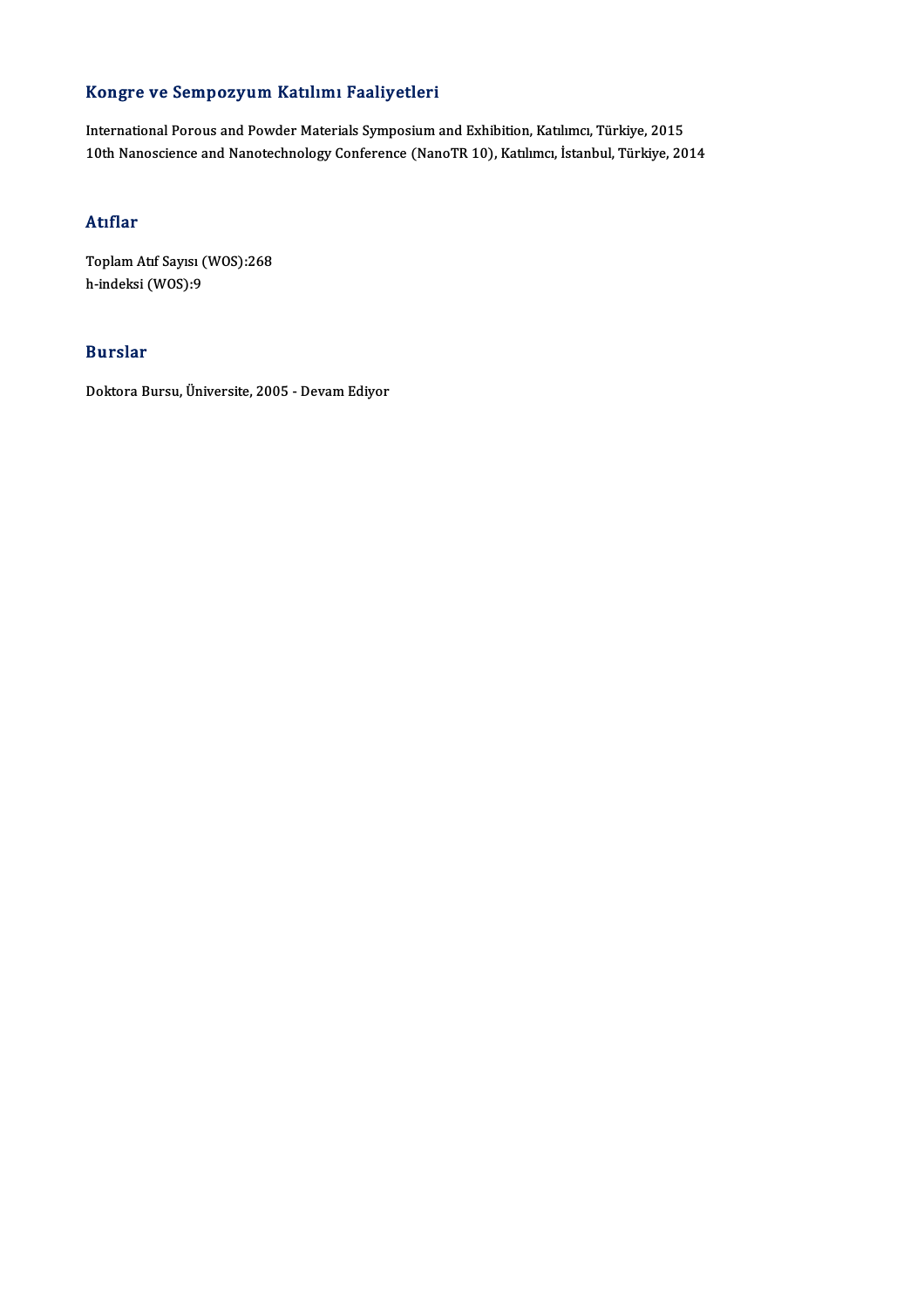## Kongre ve Sempozyum Katılımı Faaliyetleri

International Porous and Powder Materials Symposium and Exhibition, Katılımcı, Türkiye, 2015
10th Nanoscience and Nanotechnology Conference (NanoTR 10), Katılımcı, İstanbul, Türkiye, 2014

## Atıflar

Toplam Atıf Sayısı (WOS):268
h-indeksi (WOS):9

## Burslar

Doktora Bursu, Üniversite, 2005 - Devam Ediyor